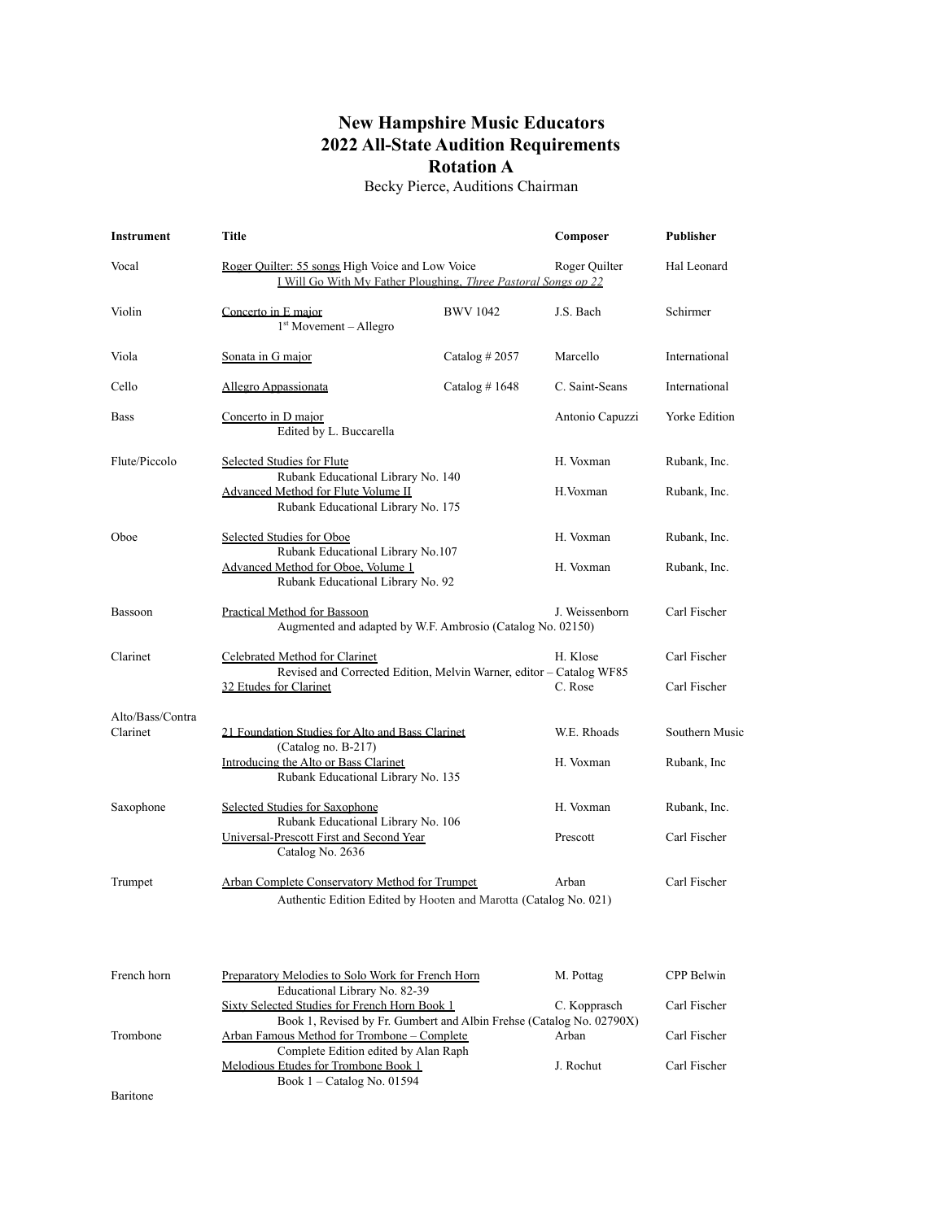# New Hampshire Music Educators
# 2022 All-State Audition Requirements
# Rotation A

Becky Pierce, Auditions Chairman

| Instrument | Title | | Composer | Publisher |
|---|---|---|---|---|
| Vocal | Roger Quilter: 55 songs High Voice and Low Voice<br>I Will Go With My Father Ploughing, *Three Pastoral Songs op 22* | | Roger Quilter | Hal Leonard |
| Violin | Concerto in E major<br>1st Movement – Allegro | BWV 1042 | J.S. Bach | Schirmer |
| Viola | Sonata in G major | Catalog # 2057 | Marcello | International |
| Cello | Allegro Appassionata | Catalog # 1648 | C. Saint-Seans | International |
| Bass | Concerto in D major<br>Edited by L. Buccarella | | Antonio Capuzzi | Yorke Edition |
| Flute/Piccolo | Selected Studies for Flute<br>Rubank Educational Library No. 140 | | H. Voxman | Rubank, Inc. |
| | Advanced Method for Flute Volume II<br>Rubank Educational Library No. 175 | | H.Voxman | Rubank, Inc. |
| Oboe | Selected Studies for Oboe<br>Rubank Educational Library No.107 | | H. Voxman | Rubank, Inc. |
| | Advanced Method for Oboe, Volume 1<br>Rubank Educational Library No. 92 | | H. Voxman | Rubank, Inc. |
| Bassoon | Practical Method for Bassoon<br>Augmented and adapted by W.F. Ambrosio (Catalog No. 02150) | | J. Weissenborn | Carl Fischer |
| Clarinet | Celebrated Method for Clarinet<br>Revised and Corrected Edition, Melvin Warner, editor – Catalog WF85 | | H. Klose | Carl Fischer |
| | 32 Etudes for Clarinet | | C. Rose | Carl Fischer |
| Alto/Bass/Contra Clarinet | 21 Foundation Studies for Alto and Bass Clarinet<br>(Catalog no. B-217) | | W.E. Rhoads | Southern Music |
| | Introducing the Alto or Bass Clarinet<br>Rubank Educational Library No. 135 | | H. Voxman | Rubank, Inc |
| Saxophone | Selected Studies for Saxophone<br>Rubank Educational Library No. 106 | | H. Voxman | Rubank, Inc. |
| | Universal-Prescott First and Second Year<br>Catalog No. 2636 | | Prescott | Carl Fischer |
| Trumpet | Arban Complete Conservatory Method for Trumpet<br>Authentic Edition Edited by Hooten and Marotta (Catalog No. 021) | | Arban | Carl Fischer |
| French horn | Preparatory Melodies to Solo Work for French Horn<br>Educational Library No. 82-39 | | M. Pottag | CPP Belwin |
| | Sixty Selected Studies for French Horn Book 1<br>Book 1, Revised by Fr. Gumbert and Albin Frehse (Catalog No. 02790X) | | C. Kopprasch | Carl Fischer |
| Trombone | Arban Famous Method for Trombone – Complete<br>Complete Edition edited by Alan Raph | | Arban | Carl Fischer |
| | Melodious Etudes for Trombone Book 1<br>Book 1 – Catalog No. 01594 | | J. Rochut | Carl Fischer |
| Baritone | | | | |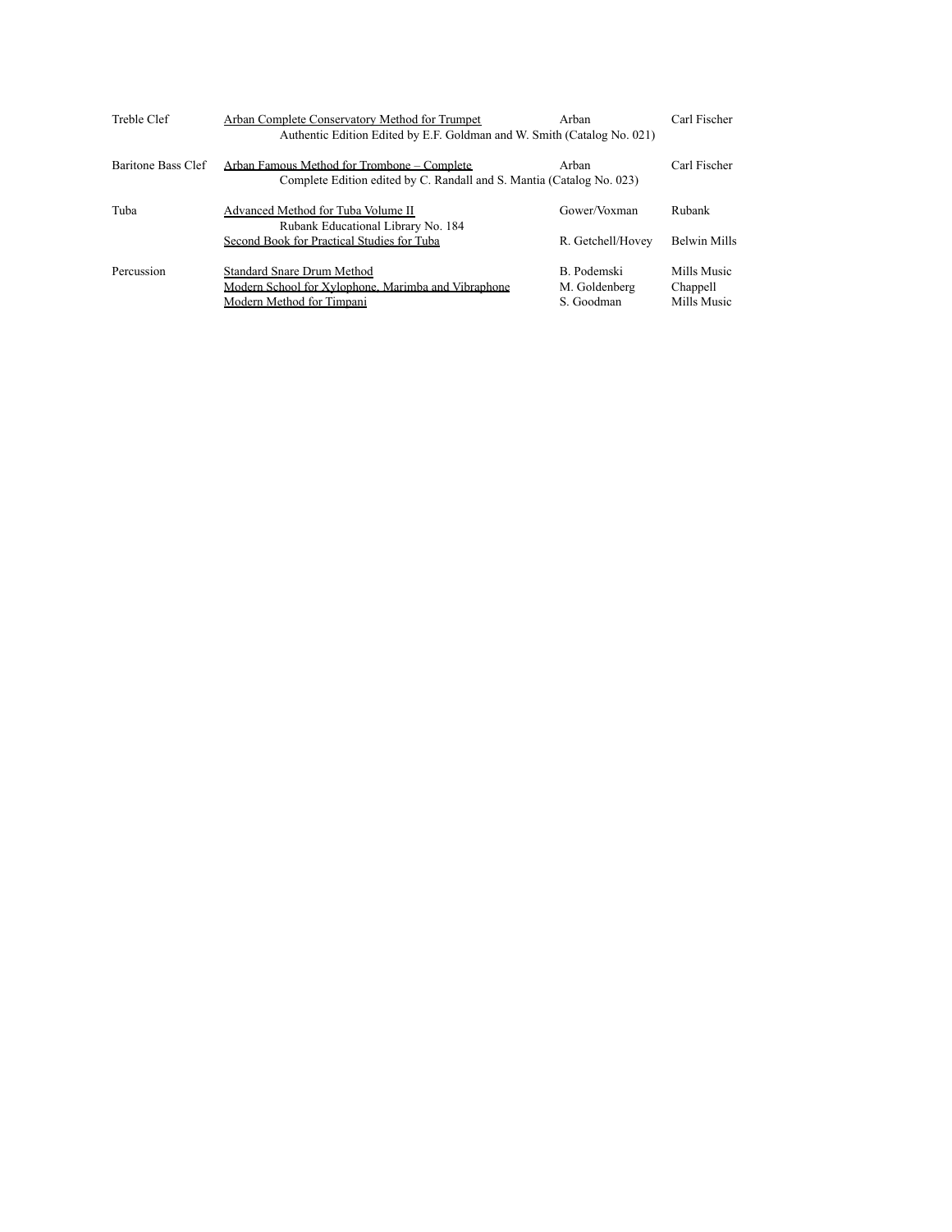| | | | |
|---|---|---|---|
| Treble Clef | Arban Complete Conservatory Method for Trumpet<br>Authentic Edition Edited by E.F. Goldman and W. Smith (Catalog No. 021) | Arban | Carl Fischer |
| Baritone Bass Clef | Arban Famous Method for Trombone – Complete<br>Complete Edition edited by C. Randall and S. Mantia (Catalog No. 023) | Arban | Carl Fischer |
| Tuba | Advanced Method for Tuba Volume II<br>Rubank Educational Library No. 184 | Gower/Voxman | Rubank |
| | Second Book for Practical Studies for Tuba | R. Getchell/Hovey | Belwin Mills |
| Percussion | Standard Snare Drum Method | B. Podemski | Mills Music |
| | Modern School for Xylophone, Marimba and Vibraphone | M. Goldenberg | Chappell |
| | Modern Method for Timpani | S. Goodman | Mills Music |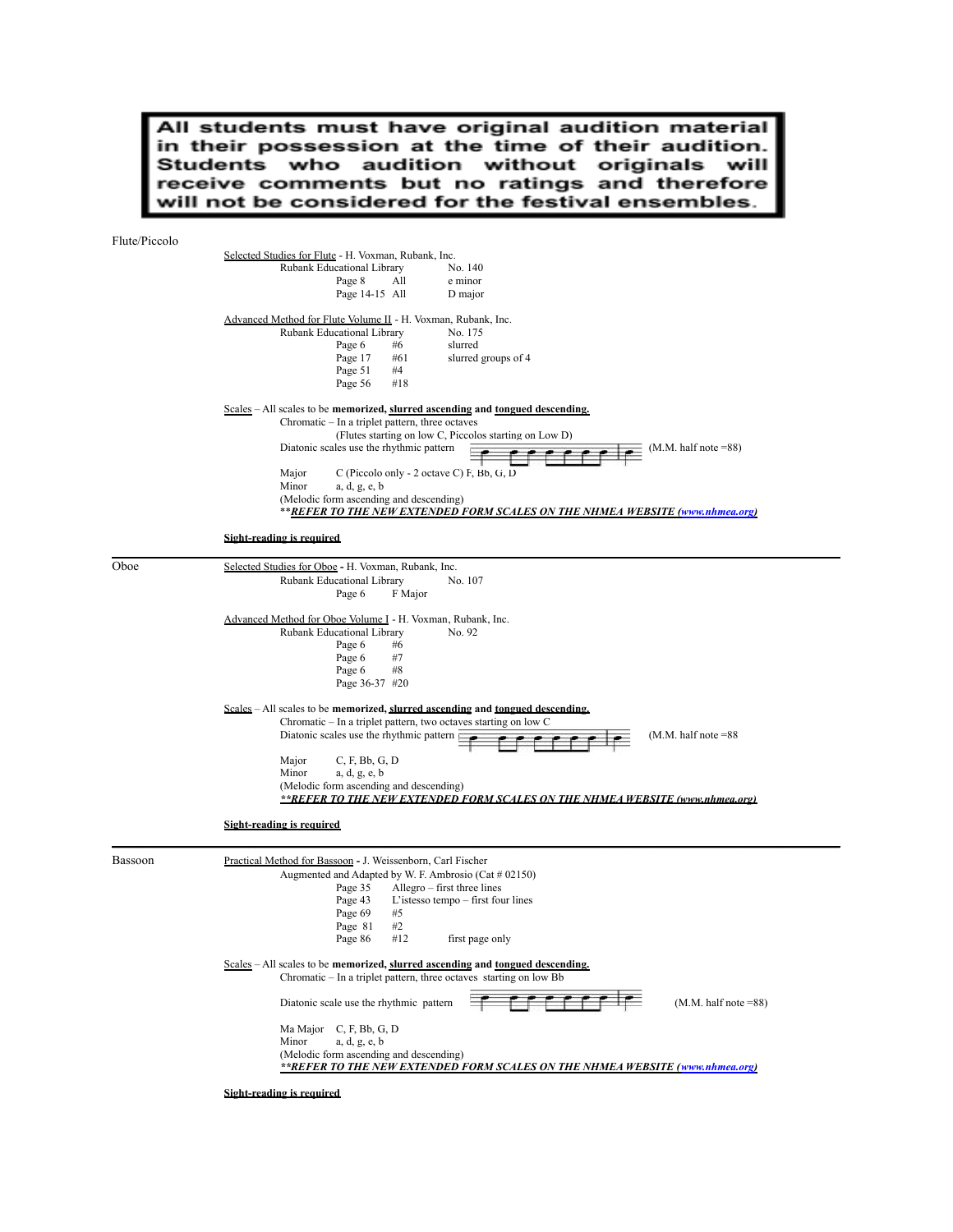**All students must have original audition material in their possession at the time of their audition. Students who audition without originals will receive comments but no ratings and therefore will not be considered for the festival ensembles.**

## Flute/Piccolo

Selected Studies for Flute - H. Voxman, Rubank, Inc.
Rubank Educational Library — No. 140

| Page | Selection | Key/Note |
|---|---|---|
| Page 8 | All | e minor |
| Page 14-15 | All | D major |

Advanced Method for Flute Volume II - H. Voxman, Rubank, Inc.
Rubank Educational Library — No. 175

| Page | Selection | Note |
|---|---|---|
| Page 6 | #6 | slurred |
| Page 17 | #61 | slurred groups of 4 |
| Page 51 | #4 | |
| Page 56 | #18 | |

Scales – All scales to be **memorized, slurred ascending** and **tongued descending.**

Chromatic – In a triplet pattern, three octaves
(Flutes starting on low C, Piccolos starting on Low D)

Diatonic scales use the rhythmic pattern (M.M. half note =88)

Major — C (Piccolo only - 2 octave C) F, Bb, G, D
Minor — a, d, g, e, b
(Melodic form ascending and descending)

*****REFER TO THE NEW EXTENDED FORM SCALES ON THE NHMEA WEBSITE (www.nhmea.org)***

**Sight-reading is required**

---

## Oboe

Selected Studies for Oboe **-** H. Voxman, Rubank, Inc.
Rubank Educational Library — No. 107

| Page | Key |
|---|---|
| Page 6 | F Major |

Advanced Method for Oboe Volume I - H. Voxman, Rubank, Inc.
Rubank Educational Library — No. 92

| Page | Selection |
|---|---|
| Page 6 | #6 |
| Page 6 | #7 |
| Page 6 | #8 |
| Page 36-37 | #20 |

Scales – All scales to be **memorized, slurred ascending** and **tongued descending.**

Chromatic – In a triplet pattern, two octaves starting on low C

Diatonic scales use the rhythmic pattern (M.M. half note =88

Major — C, F, Bb, G, D
Minor — a, d, g, e, b
(Melodic form ascending and descending)

*****REFER TO THE NEW EXTENDED FORM SCALES ON THE NHMEA WEBSITE (www.nhmea.org)***

**Sight-reading is required**

---

## Bassoon

Practical Method for Bassoon - J. Weissenborn, Carl Fischer
Augmented and Adapted by W. F. Ambrosio (Cat # 02150)

| Page | Selection | Note |
|---|---|---|
| Page 35 | Allegro – first three lines | |
| Page 43 | L'istesso tempo – first four lines | |
| Page 69 | #5 | |
| Page 81 | #2 | |
| Page 86 | #12 | first page only |

Scales – All scales to be **memorized, slurred ascending** and **tongued descending.**

Chromatic – In a triplet pattern, three octaves starting on low Bb

Diatonic scale use the rhythmic pattern (M.M. half note =88)

Ma Major — C, F, Bb, G, D
Minor — a, d, g, e, b
(Melodic form ascending and descending)

*****REFER TO THE NEW EXTENDED FORM SCALES ON THE NHMEA WEBSITE (www.nhmea.org)***

**Sight-reading is required**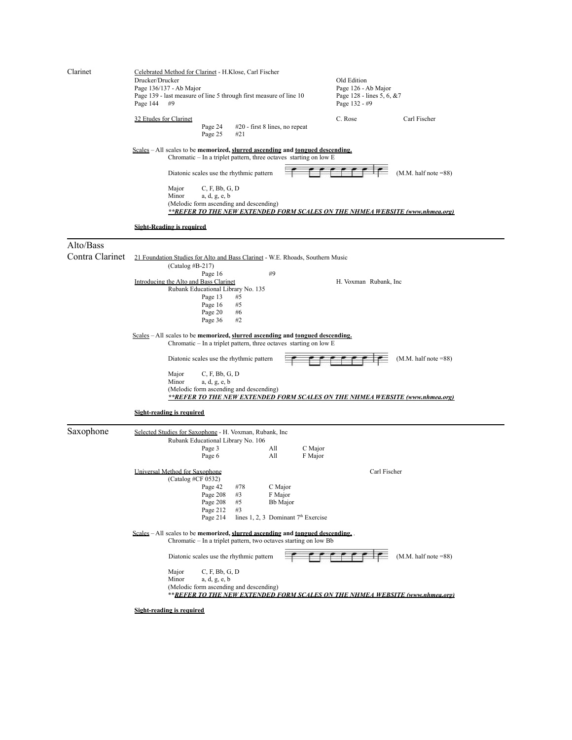## Clarinet

Celebrated Method for Clarinet - H.Klose, Carl Fischer

| Drucker/Drucker | Old Edition |
|---|---|
| Page 136/137 - Ab Major | Page 126 - Ab Major |
| Page 139 - last measure of line 5 through first measure of line 10 | Page 128 - lines 5, 6, &7 |
| Page 144 #9 | Page 132 - #9 |

32 Etudes for Clarinet — C. Rose — Carl Fischer

- Page 24 — #20 - first 8 lines, no repeat
- Page 25 — #21

Scales – All scales to be **memorized, slurred ascending and tongued descending.**

Chromatic – In a triplet pattern, three octaves starting on low E

Diatonic scales use the rhythmic pattern (M.M. half note =88)

Major — C, F, Bb, G, D

Minor — a, d, g, e, b

(Melodic form ascending and descending)

***\*\*REFER TO THE NEW EXTENDED FORM SCALES ON THE NHMEA WEBSITE (www.nhmea.org)***

**Sight-Reading is required**

---

## Alto/Bass Contra Clarinet

21 Foundation Studies for Alto and Bass Clarinet - W.E. Rhoads, Southern Music

(Catalog #B-217)

- Page 16 — #9

Introducing the Alto and Bass Clarinet — H. Voxman Rubank, Inc

Rubank Educational Library No. 135

- Page 13 — #5
- Page 16 — #5
- Page 20 — #6
- Page 36 — #2

Scales – All scales to be **memorized, slurred ascending and tongued descending.**

Chromatic – In a triplet pattern, three octaves starting on low E

Diatonic scales use the rhythmic pattern (M.M. half note =88)

Major — C, F, Bb, G, D

Minor — a, d, g, e, b

(Melodic form ascending and descending)

***\*\*REFER TO THE NEW EXTENDED FORM SCALES ON THE NHMEA WEBSITE (www.nhmea.org)***

**Sight-reading is required**

---

## Saxophone

Selected Studies for Saxophone - H. Voxman, Rubank, Inc

Rubank Educational Library No. 106

- Page 3 — All — C Major
- Page 6 — All — F Major

Universal Method for Saxophone — Carl Fischer

(Catalog #CF 0532)

- Page 42 — #78 — C Major
- Page 208 — #3 — F Major
- Page 208 — #5 — Bb Major
- Page 212 — #3
- Page 214 — lines 1, 2, 3 Dominant 7th Exercise

Scales – All scales to be **memorized, slurred ascending and tongued descending.**.

Chromatic – In a triplet pattern, two octaves starting on low Bb

Diatonic scales use the rhythmic pattern (M.M. half note =88)

Major — C, F, Bb, G, D

Minor — a, d, g, e, b

(Melodic form ascending and descending)

***\*\*REFER TO THE NEW EXTENDED FORM SCALES ON THE NHMEA WEBSITE (www.nhmea.org)***

**Sight-reading is required**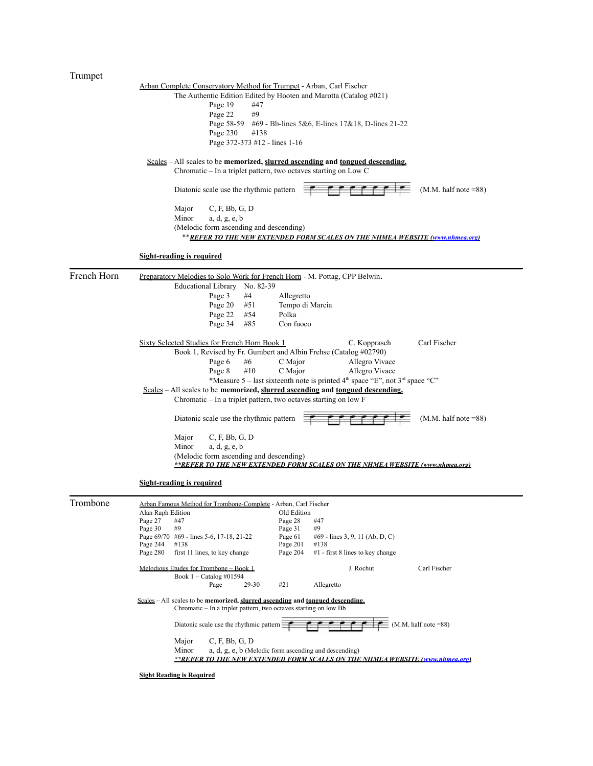## Trumpet

Arban Complete Conservatory Method for Trumpet - Arban, Carl Fischer

The Authentic Edition Edited by Hooten and Marotta (Catalog #021)

- Page 19 #47
- Page 22 #9
- Page 58-59 #69 - Bb-lines 5&6, E-lines 17&18, D-lines 21-22
- Page 230 #138
- Page 372-373 #12 - lines 1-16

Scales – All scales to be **memorized, slurred ascending** and **tongued descending.**

Chromatic – In a triplet pattern, two octaves starting on Low C

Diatonic scale use the rhythmic pattern (M.M. half note =88)

Major C, F, Bb, G, D

Minor a, d, g, e, b

(Melodic form ascending and descending)

***\*\*REFER TO THE NEW EXTENDED FORM SCALES ON THE NHMEA WEBSITE (www.nhmea.org)***

**Sight-reading is required**

## French Horn

Preparatory Melodies to Solo Work for French Horn - M. Pottag, CPP Belwin.

Educational Library No. 82-39

| | | |
|---|---|---|
| Page 3 | #4 | Allegretto |
| Page 20 | #51 | Tempo di Marcia |
| Page 22 | #54 | Polka |
| Page 34 | #85 | Con fuoco |

Sixty Selected Studies for French Horn Book 1 — C. Kopprasch — Carl Fischer

Book 1, Revised by Fr. Gumbert and Albin Frehse (Catalog #02790)

| | | | |
|---|---|---|---|
| Page 6 | #6 | C Major | Allegro Vivace |
| Page 8 | #10 | C Major | Allegro Vivace |

*Measure 5 – last sixteenth note is printed 4th space "E", not 3rd space "C"

Scales – All scales to be **memorized, slurred ascending** and **tongued descending.**

Chromatic – In a triplet pattern, two octaves starting on low F

Diatonic scale use the rhythmic pattern (M.M. half note =88)

Major C, F, Bb, G, D

Minor a, d, g, e, b

(Melodic form ascending and descending)

***\*\*REFER TO THE NEW EXTENDED FORM SCALES ON THE NHMEA WEBSITE (www.nhmea.org)***

**Sight-reading is required**

## Trombone

Arban Famous Method for Trombone-Complete - Arban, Carl Fischer

| Alan Raph Edition | | Old Edition | |
|---|---|---|---|
| Page 27 | #47 | Page 28 | #47 |
| Page 30 | #9 | Page 31 | #9 |
| Page 69/70 | #69 - lines 5-6, 17-18, 21-22 | Page 61 | #69 - lines 3, 9, 11 (Ab, D, C) |
| Page 244 | #138 | Page 201 | #138 |
| Page 280 | first 11 lines, to key change | Page 204 | #1 - first 8 lines to key change |

Melodious Etudes for Trombone – Book 1 — J. Rochut — Carl Fischer

Book 1 – Catalog #01594

Page 29-30 #21 Allegretto

Scales – All scales to be **memorized, slurred ascending** and **tongued descending.**

Chromatic – In a triplet pattern, two octaves starting on low Bb

Diatonic scale use the rhythmic pattern (M.M. half note =88)

Major C, F, Bb, G, D

Minor a, d, g, e, b (Melodic form ascending and descending)

***\*\*REFER TO THE NEW EXTENDED FORM SCALES ON THE NHMEA WEBSITE (www.nhmea.org)***

**Sight Reading is Required**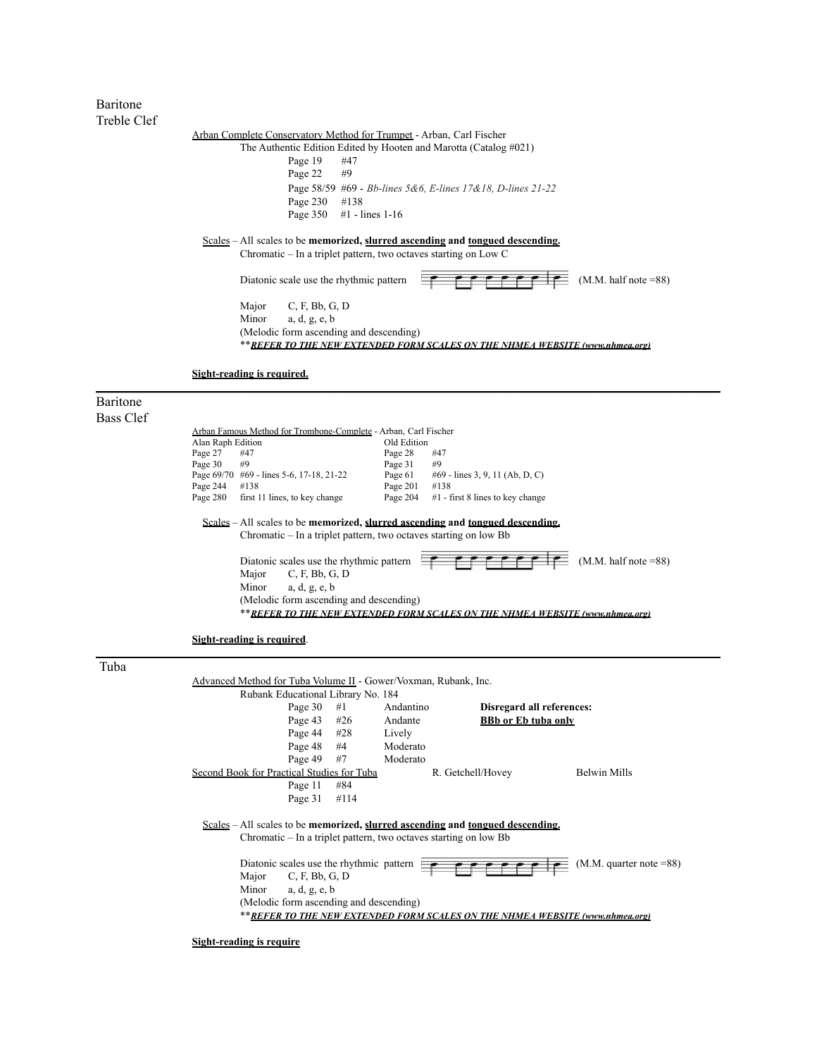## Baritone
### Treble Clef

Arban Complete Conservatory Method for Trumpet - Arban, Carl Fischer
The Authentic Edition Edited by Hooten and Marotta (Catalog #021)

Page 19 #47
Page 22 #9
Page 58/59 #69 - *Bb-lines 5&6, E-lines 17&18, D-lines 21-22*
Page 230 #138
Page 350 #1 - lines 1-16

Scales – All scales to be **memorized, slurred ascending and tongued descending.**
Chromatic – In a triplet pattern, two octaves starting on Low C

Diatonic scale use the rhythmic pattern (M.M. half note =88)

Major C, F, Bb, G, D
Minor a, d, g, e, b
(Melodic form ascending and descending)
\*\****REFER TO THE NEW EXTENDED FORM SCALES ON THE NHMEA WEBSITE (www.nhmea.org)***

**Sight-reading is required.**

---

## Baritone
### Bass Clef

Arban Famous Method for Trombone-Complete - Arban, Carl Fischer

| Alan Raph Edition | | Old Edition | |
|---|---|---|---|
| Page 27 | #47 | Page 28 | #47 |
| Page 30 | #9 | Page 31 | #9 |
| Page 69/70 | #69 - lines 5-6, 17-18, 21-22 | Page 61 | #69 - lines 3, 9, 11 (Ab, D, C) |
| Page 244 | #138 | Page 201 | #138 |
| Page 280 | first 11 lines, to key change | Page 204 | #1 - first 8 lines to key change |

Scales – All scales to be **memorized, slurred ascending and tongued descending.**
Chromatic – In a triplet pattern, two octaves starting on low Bb

Diatonic scales use the rhythmic pattern (M.M. half note =88)
Major C, F, Bb, G, D
Minor a, d, g, e, b
(Melodic form ascending and descending)
\*\****REFER TO THE NEW EXTENDED FORM SCALES ON THE NHMEA WEBSITE (www.nhmea.org)***

**Sight-reading is required**.

---

## Tuba

Advanced Method for Tuba Volume II - Gower/Voxman, Rubank, Inc.
Rubank Educational Library No. 184

| | | | |
|---|---|---|---|
| Page 30 | #1 | Andantino | **Disregard all references:** |
| Page 43 | #26 | Andante | **BBb or Eb tuba only** |
| Page 44 | #28 | Lively | |
| Page 48 | #4 | Moderato | |
| Page 49 | #7 | Moderato | |

Second Book for Practical Studies for Tuba — R. Getchell/Hovey — Belwin Mills

Page 11 #84
Page 31 #114

Scales – All scales to be **memorized, slurred ascending and tongued descending.**
Chromatic – In a triplet pattern, two octaves starting on low Bb

Diatonic scales use the rhythmic pattern (M.M. quarter note =88)
Major C, F, Bb, G, D
Minor a, d, g, e, b
(Melodic form ascending and descending)
\*\****REFER TO THE NEW EXTENDED FORM SCALES ON THE NHMEA WEBSITE (www.nhmea.org)***

**Sight-reading is require**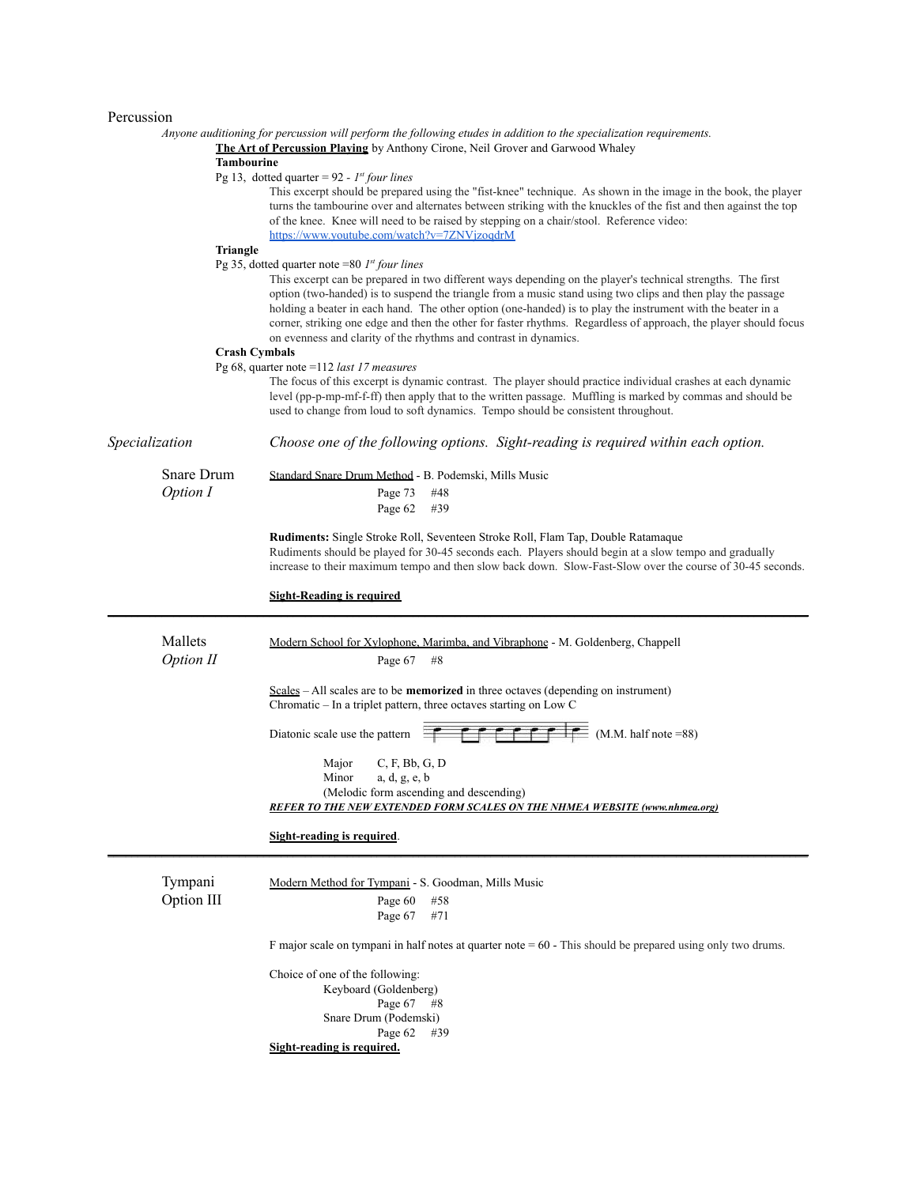# Percussion

*Anyone auditioning for percussion will perform the following etudes in addition to the specialization requirements.*

**The Art of Percussion Playing** by Anthony Cirone, Neil Grover and Garwood Whaley

**Tambourine**

Pg 13, dotted quarter = 92 - *1st four lines*

This excerpt should be prepared using the "fist-knee" technique. As shown in the image in the book, the player turns the tambourine over and alternates between striking with the knuckles of the fist and then against the top of the knee. Knee will need to be raised by stepping on a chair/stool. Reference video: https://www.youtube.com/watch?v=7ZNVjzoqdrM

**Triangle**

Pg 35, dotted quarter note =80 *1st four lines*

This excerpt can be prepared in two different ways depending on the player's technical strengths. The first option (two-handed) is to suspend the triangle from a music stand using two clips and then play the passage holding a beater in each hand. The other option (one-handed) is to play the instrument with the beater in a corner, striking one edge and then the other for faster rhythms. Regardless of approach, the player should focus on evenness and clarity of the rhythms and contrast in dynamics.

**Crash Cymbals**

Pg 68, quarter note =112 *last 17 measures*

The focus of this excerpt is dynamic contrast. The player should practice individual crashes at each dynamic level (pp-p-mp-mf-f-ff) then apply that to the written passage. Muffling is marked by commas and should be used to change from loud to soft dynamics. Tempo should be consistent throughout.

## *Specialization*

*Choose one of the following options. Sight-reading is required within each option.*

### Snare Drum *Option I*

Standard Snare Drum Method - B. Podemski, Mills Music

Page 73 #48
Page 62 #39

**Rudiments:** Single Stroke Roll, Seventeen Stroke Roll, Flam Tap, Double Ratamaque
Rudiments should be played for 30-45 seconds each. Players should begin at a slow tempo and gradually increase to their maximum tempo and then slow back down. Slow-Fast-Slow over the course of 30-45 seconds.

**Sight-Reading is required**

---

### Mallets *Option II*

Modern School for Xylophone, Marimba, and Vibraphone - M. Goldenberg, Chappell

Page 67 #8

Scales – All scales are to be **memorized** in three octaves (depending on instrument)
Chromatic – In a triplet pattern, three octaves starting on Low C

Diatonic scale use the pattern (M.M. half note =88)

Major C, F, Bb, G, D
Minor a, d, g, e, b
(Melodic form ascending and descending)

***REFER TO THE NEW EXTENDED FORM SCALES ON THE NHMEA WEBSITE (www.nhmea.org)***

**Sight-reading is required**.

---

### Tympani Option III

Modern Method for Tympani - S. Goodman, Mills Music

Page 60 #58
Page 67 #71

F major scale on tympani in half notes at quarter note = 60 - This should be prepared using only two drums.

Choice of one of the following:

Keyboard (Goldenberg)
Page 67 #8
Snare Drum (Podemski)
Page 62 #39

**Sight-reading is required.**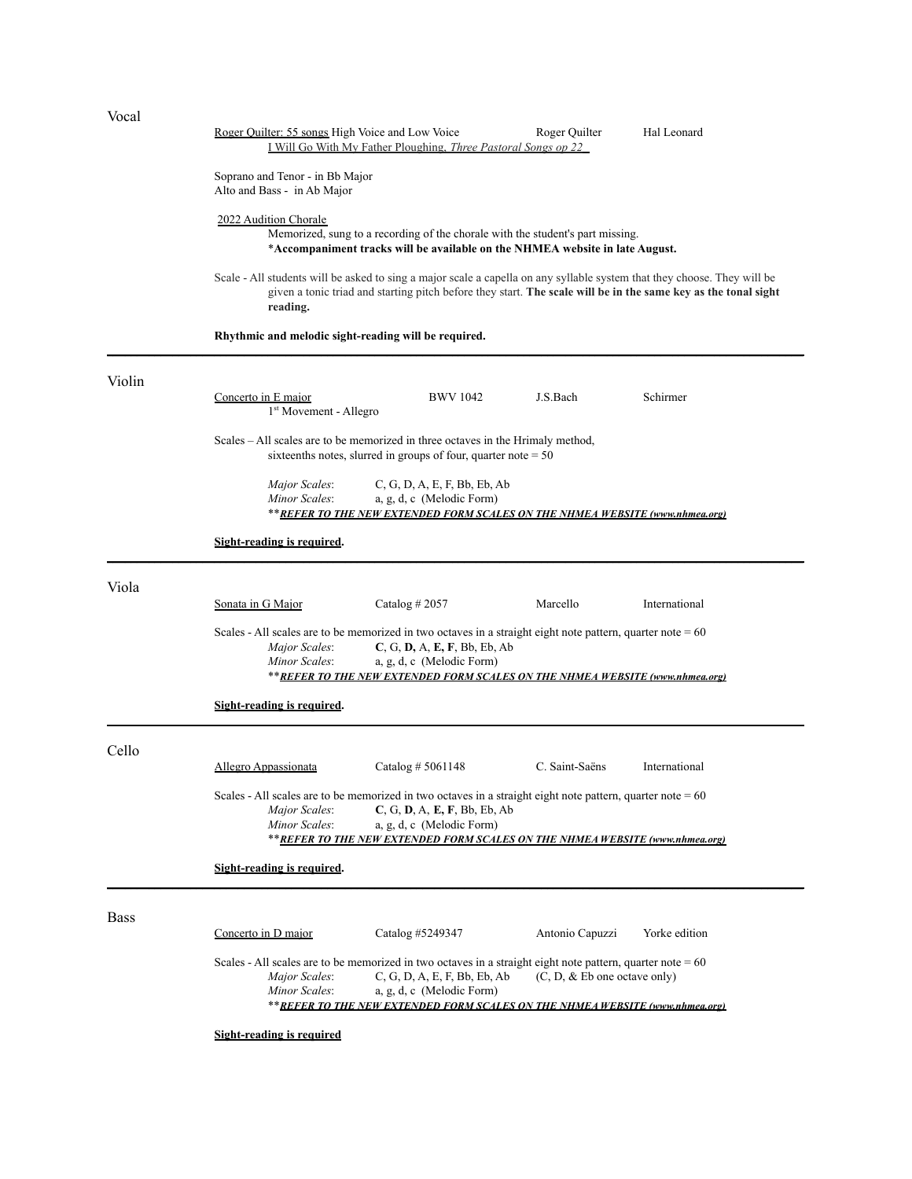## Vocal

<u>Roger Quilter: 55 songs</u> High Voice and Low Voice — Roger Quilter — Hal Leonard

<u>I Will Go With My Father Ploughing, *Three Pastoral Songs op 22*</u>

Soprano and Tenor - in Bb Major
Alto and Bass - in Ab Major

<u>2022 Audition Chorale</u>

Memorized, sung to a recording of the chorale with the student's part missing.
\***Accompaniment tracks will be available on the NHMEA website in late August.**

Scale - All students will be asked to sing a major scale a capella on any syllable system that they choose. They will be given a tonic triad and starting pitch before they start. **The scale will be in the same key as the tonal sight reading.**

**Rhythmic and melodic sight-reading will be required.**

---

## Violin

| | | | |
|---|---|---|---|
| <u>Concerto in E major</u> | BWV 1042 | J.S.Bach | Schirmer |

1st Movement - Allegro

Scales – All scales are to be memorized in three octaves in the Hrimaly method, sixteenths notes, slurred in groups of four, quarter note = 50

*Major Scales*: C, G, D, A, E, F, Bb, Eb, Ab
*Minor Scales*: a, g, d, c (Melodic Form)
\*\****<u>REFER TO THE NEW EXTENDED FORM SCALES ON THE NHMEA WEBSITE (www.nhmea.org)</u>***

**<u>Sight-reading is required</u>.**

---

## Viola

| | | | |
|---|---|---|---|
| <u>Sonata in G Major</u> | Catalog # 2057 | Marcello | International |

Scales - All scales are to be memorized in two octaves in a straight eight note pattern, quarter note = 60

*Major Scales*: **C**, G, **D,** A, **E, F**, Bb, Eb, Ab
*Minor Scales*: a, g, d, c (Melodic Form)
\*\****<u>REFER TO THE NEW EXTENDED FORM SCALES ON THE NHMEA WEBSITE (www.nhmea.org)</u>***

**<u>Sight-reading is required</u>.**

---

## Cello

| | | | |
|---|---|---|---|
| <u>Allegro Appassionata</u> | Catalog # 5061148 | C. Saint-Saëns | International |

Scales - All scales are to be memorized in two octaves in a straight eight note pattern, quarter note = 60

*Major Scales*: **C**, G, **D**, A, **E, F**, Bb, Eb, Ab
*Minor Scales*: a, g, d, c (Melodic Form)
\*\****<u>REFER TO THE NEW EXTENDED FORM SCALES ON THE NHMEA WEBSITE (www.nhmea.org)</u>***

**<u>Sight-reading is required</u>.**

---

## Bass

| | | | |
|---|---|---|---|
| <u>Concerto in D major</u> | Catalog #5249347 | Antonio Capuzzi | Yorke edition |

Scales - All scales are to be memorized in two octaves in a straight eight note pattern, quarter note = 60

*Major Scales*: C, G, D, A, E, F, Bb, Eb, Ab (C, D, & Eb one octave only)
*Minor Scales*: a, g, d, c (Melodic Form)
\*\****<u>REFER TO THE NEW EXTENDED FORM SCALES ON THE NHMEA WEBSITE (www.nhmea.org)</u>***

**<u>Sight-reading is required</u>**